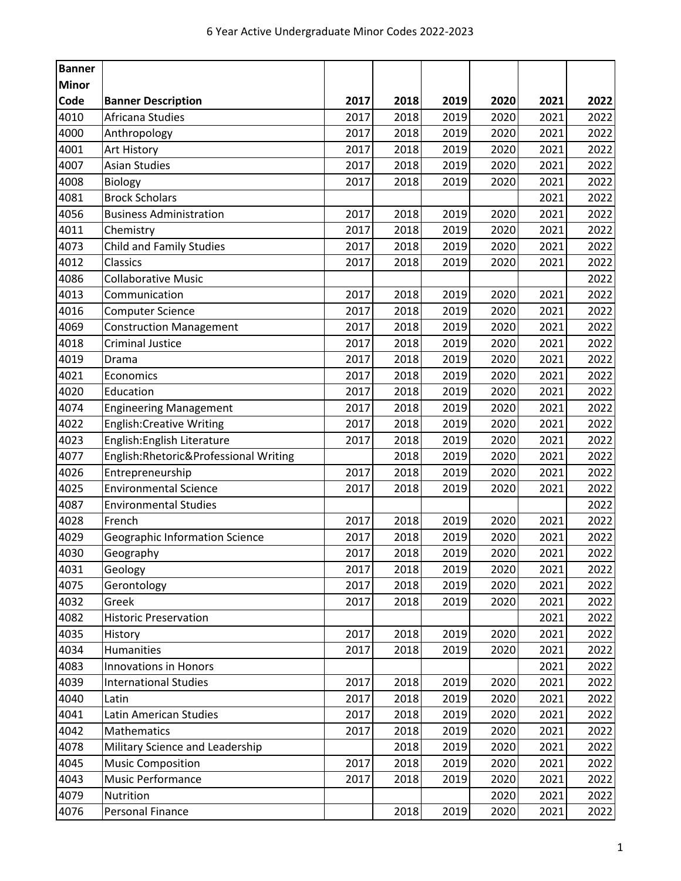# 6 Year Active Undergraduate Minor Codes 2022-2023

| Banner Minor Code | Banner Description | 2017 | 2018 | 2019 | 2020 | 2021 | 2022 |
|---|---|---|---|---|---|---|---|
| 4010 | Africana Studies | 2017 | 2018 | 2019 | 2020 | 2021 | 2022 |
| 4000 | Anthropology | 2017 | 2018 | 2019 | 2020 | 2021 | 2022 |
| 4001 | Art History | 2017 | 2018 | 2019 | 2020 | 2021 | 2022 |
| 4007 | Asian Studies | 2017 | 2018 | 2019 | 2020 | 2021 | 2022 |
| 4008 | Biology | 2017 | 2018 | 2019 | 2020 | 2021 | 2022 |
| 4081 | Brock Scholars | | | | | 2021 | 2022 |
| 4056 | Business Administration | 2017 | 2018 | 2019 | 2020 | 2021 | 2022 |
| 4011 | Chemistry | 2017 | 2018 | 2019 | 2020 | 2021 | 2022 |
| 4073 | Child and Family Studies | 2017 | 2018 | 2019 | 2020 | 2021 | 2022 |
| 4012 | Classics | 2017 | 2018 | 2019 | 2020 | 2021 | 2022 |
| 4086 | Collaborative Music | | | | | | 2022 |
| 4013 | Communication | 2017 | 2018 | 2019 | 2020 | 2021 | 2022 |
| 4016 | Computer Science | 2017 | 2018 | 2019 | 2020 | 2021 | 2022 |
| 4069 | Construction Management | 2017 | 2018 | 2019 | 2020 | 2021 | 2022 |
| 4018 | Criminal Justice | 2017 | 2018 | 2019 | 2020 | 2021 | 2022 |
| 4019 | Drama | 2017 | 2018 | 2019 | 2020 | 2021 | 2022 |
| 4021 | Economics | 2017 | 2018 | 2019 | 2020 | 2021 | 2022 |
| 4020 | Education | 2017 | 2018 | 2019 | 2020 | 2021 | 2022 |
| 4074 | Engineering Management | 2017 | 2018 | 2019 | 2020 | 2021 | 2022 |
| 4022 | English:Creative Writing | 2017 | 2018 | 2019 | 2020 | 2021 | 2022 |
| 4023 | English:English Literature | 2017 | 2018 | 2019 | 2020 | 2021 | 2022 |
| 4077 | English:Rhetoric&Professional Writing | | 2018 | 2019 | 2020 | 2021 | 2022 |
| 4026 | Entrepreneurship | 2017 | 2018 | 2019 | 2020 | 2021 | 2022 |
| 4025 | Environmental Science | 2017 | 2018 | 2019 | 2020 | 2021 | 2022 |
| 4087 | Environmental Studies | | | | | | 2022 |
| 4028 | French | 2017 | 2018 | 2019 | 2020 | 2021 | 2022 |
| 4029 | Geographic Information Science | 2017 | 2018 | 2019 | 2020 | 2021 | 2022 |
| 4030 | Geography | 2017 | 2018 | 2019 | 2020 | 2021 | 2022 |
| 4031 | Geology | 2017 | 2018 | 2019 | 2020 | 2021 | 2022 |
| 4075 | Gerontology | 2017 | 2018 | 2019 | 2020 | 2021 | 2022 |
| 4032 | Greek | 2017 | 2018 | 2019 | 2020 | 2021 | 2022 |
| 4082 | Historic Preservation | | | | | 2021 | 2022 |
| 4035 | History | 2017 | 2018 | 2019 | 2020 | 2021 | 2022 |
| 4034 | Humanities | 2017 | 2018 | 2019 | 2020 | 2021 | 2022 |
| 4083 | Innovations in Honors | | | | | 2021 | 2022 |
| 4039 | International Studies | 2017 | 2018 | 2019 | 2020 | 2021 | 2022 |
| 4040 | Latin | 2017 | 2018 | 2019 | 2020 | 2021 | 2022 |
| 4041 | Latin American Studies | 2017 | 2018 | 2019 | 2020 | 2021 | 2022 |
| 4042 | Mathematics | 2017 | 2018 | 2019 | 2020 | 2021 | 2022 |
| 4078 | Military Science and Leadership | | 2018 | 2019 | 2020 | 2021 | 2022 |
| 4045 | Music Composition | 2017 | 2018 | 2019 | 2020 | 2021 | 2022 |
| 4043 | Music Performance | 2017 | 2018 | 2019 | 2020 | 2021 | 2022 |
| 4079 | Nutrition | | | | 2020 | 2021 | 2022 |
| 4076 | Personal Finance | | 2018 | 2019 | 2020 | 2021 | 2022 |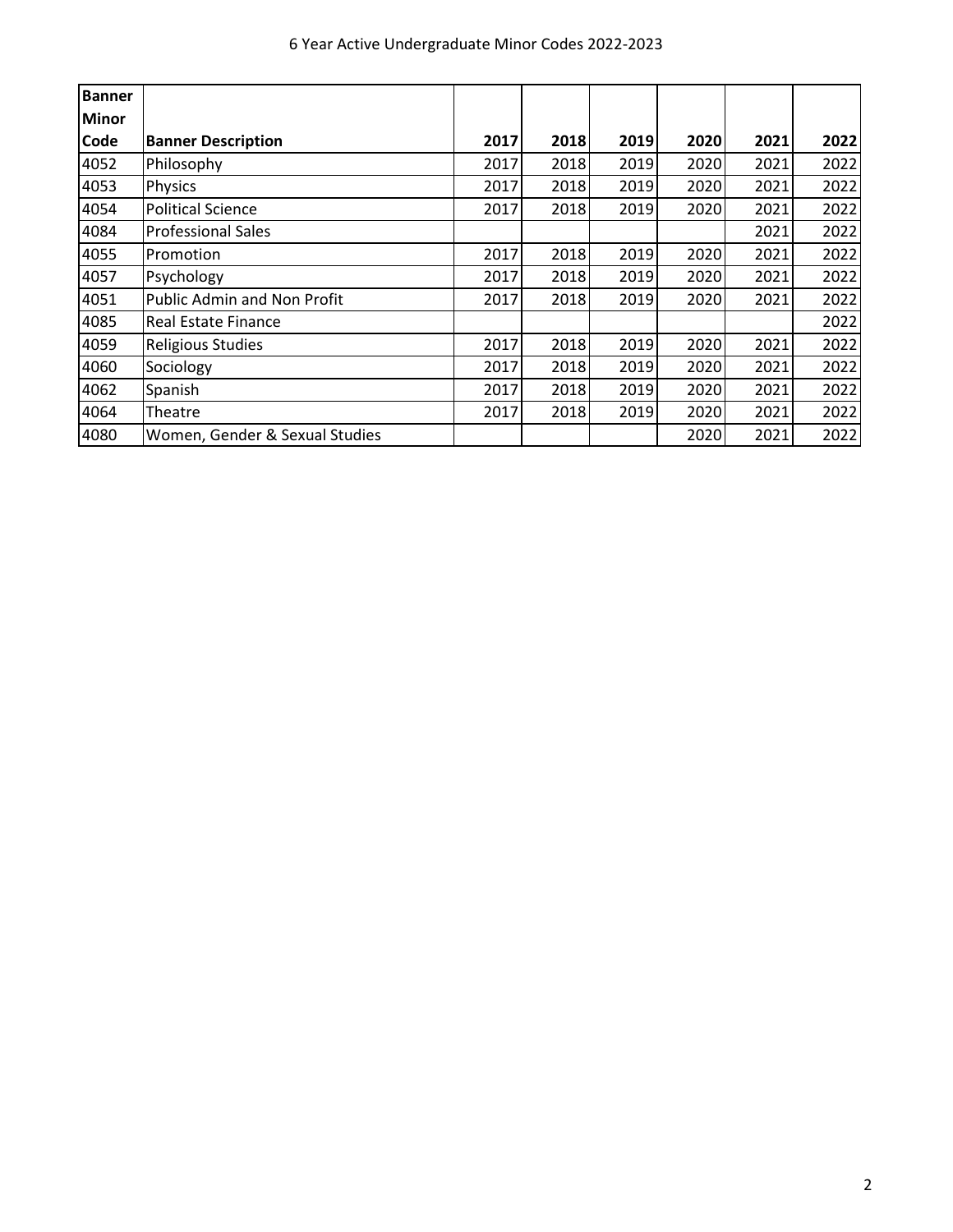6 Year Active Undergraduate Minor Codes 2022-2023

| Banner Minor Code | Banner Description | 2017 | 2018 | 2019 | 2020 | 2021 | 2022 |
|---|---|---|---|---|---|---|---|
| 4052 | Philosophy | 2017 | 2018 | 2019 | 2020 | 2021 | 2022 |
| 4053 | Physics | 2017 | 2018 | 2019 | 2020 | 2021 | 2022 |
| 4054 | Political Science | 2017 | 2018 | 2019 | 2020 | 2021 | 2022 |
| 4084 | Professional Sales | | | | | 2021 | 2022 |
| 4055 | Promotion | 2017 | 2018 | 2019 | 2020 | 2021 | 2022 |
| 4057 | Psychology | 2017 | 2018 | 2019 | 2020 | 2021 | 2022 |
| 4051 | Public Admin and Non Profit | 2017 | 2018 | 2019 | 2020 | 2021 | 2022 |
| 4085 | Real Estate Finance | | | | | | 2022 |
| 4059 | Religious Studies | 2017 | 2018 | 2019 | 2020 | 2021 | 2022 |
| 4060 | Sociology | 2017 | 2018 | 2019 | 2020 | 2021 | 2022 |
| 4062 | Spanish | 2017 | 2018 | 2019 | 2020 | 2021 | 2022 |
| 4064 | Theatre | 2017 | 2018 | 2019 | 2020 | 2021 | 2022 |
| 4080 | Women, Gender & Sexual Studies | | | | 2020 | 2021 | 2022 |